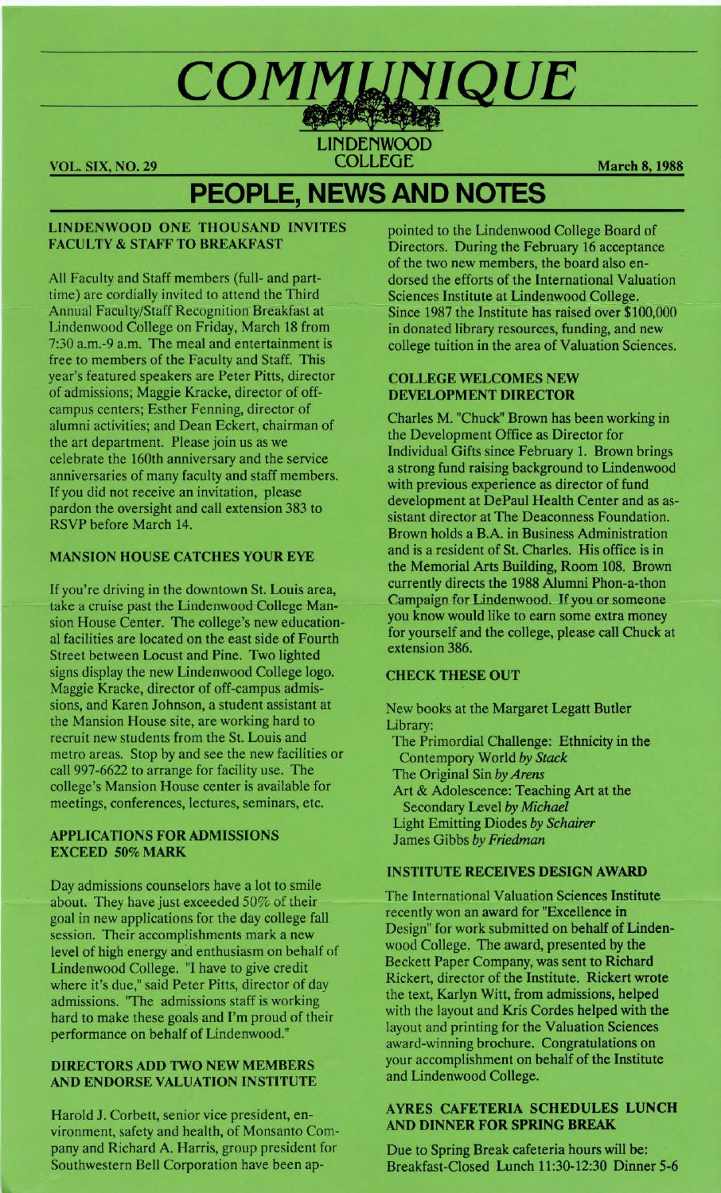# COMMUNIQUE

LINDENWOOD COLLEGE

VOL. SIX, NO. 29 — March 8, 1988

## PEOPLE, NEWS AND NOTES

### LINDENWOOD ONE THOUSAND INVITES FACULTY & STAFF TO BREAKFAST

All Faculty and Staff members (full- and part-time) are cordially invited to attend the Third Annual Faculty/Staff Recognition Breakfast at Lindenwood College on Friday, March 18 from 7:30 a.m.-9 a.m. The meal and entertainment is free to members of the Faculty and Staff. This year's featured speakers are Peter Pitts, director of admissions; Maggie Kracke, director of off-campus centers; Esther Fenning, director of alumni activities; and Dean Eckert, chairman of the art department. Please join us as we celebrate the 160th anniversary and the service anniversaries of many faculty and staff members. If you did not receive an invitation, please pardon the oversight and call extension 383 to RSVP before March 14.

### MANSION HOUSE CATCHES YOUR EYE

If you're driving in the downtown St. Louis area, take a cruise past the Lindenwood College Mansion House Center. The college's new educational facilities are located on the east side of Fourth Street between Locust and Pine. Two lighted signs display the new Lindenwood College logo. Maggie Kracke, director of off-campus admissions, and Karen Johnson, a student assistant at the Mansion House site, are working hard to recruit new students from the St. Louis and metro areas. Stop by and see the new facilities or call 997-6622 to arrange for facility use. The college's Mansion House center is available for meetings, conferences, lectures, seminars, etc.

### APPLICATIONS FOR ADMISSIONS EXCEED 50% MARK

Day admissions counselors have a lot to smile about. They have just exceeded 50% of their goal in new applications for the day college fall session. Their accomplishments mark a new level of high energy and enthusiasm on behalf of Lindenwood College. "I have to give credit where it's due," said Peter Pitts, director of day admissions. "The admissions staff is working hard to make these goals and I'm proud of their performance on behalf of Lindenwood."

### DIRECTORS ADD TWO NEW MEMBERS AND ENDORSE VALUATION INSTITUTE

Harold J. Corbett, senior vice president, environment, safety and health, of Monsanto Company and Richard A. Harris, group president for Southwestern Bell Corporation have been appointed to the Lindenwood College Board of Directors. During the February 16 acceptance of the two new members, the board also endorsed the efforts of the International Valuation Sciences Institute at Lindenwood College. Since 1987 the Institute has raised over $100,000 in donated library resources, funding, and new college tuition in the area of Valuation Sciences.

### COLLEGE WELCOMES NEW DEVELOPMENT DIRECTOR

Charles M. "Chuck" Brown has been working in the Development Office as Director for Individual Gifts since February 1. Brown brings a strong fund raising background to Lindenwood with previous experience as director of fund development at DePaul Health Center and as assistant director at The Deaconness Foundation. Brown holds a B.A. in Business Administration and is a resident of St. Charles. His office is in the Memorial Arts Building, Room 108. Brown currently directs the 1988 Alumni Phon-a-thon Campaign for Lindenwood. If you or someone you know would like to earn some extra money for yourself and the college, please call Chuck at extension 386.

### CHECK THESE OUT

New books at the Margaret Legatt Butler Library:

- The Primordial Challenge: Ethnicity in the Contempory World *by Stack*
- The Original Sin *by Arens*
- Art & Adolescence: Teaching Art at the Secondary Level *by Michael*
- Light Emitting Diodes *by Schairer*
- James Gibbs *by Friedman*

### INSTITUTE RECEIVES DESIGN AWARD

The International Valuation Sciences Institute recently won an award for "Excellence in Design" for work submitted on behalf of Lindenwood College. The award, presented by the Beckett Paper Company, was sent to Richard Rickert, director of the Institute. Rickert wrote the text, Karlyn Witt, from admissions, helped with the layout and Kris Cordes helped with the layout and printing for the Valuation Sciences award-winning brochure. Congratulations on your accomplishment on behalf of the Institute and Lindenwood College.

### AYRES CAFETERIA SCHEDULES LUNCH AND DINNER FOR SPRING BREAK

Due to Spring Break cafeteria hours will be: Breakfast-Closed Lunch 11:30-12:30 Dinner 5-6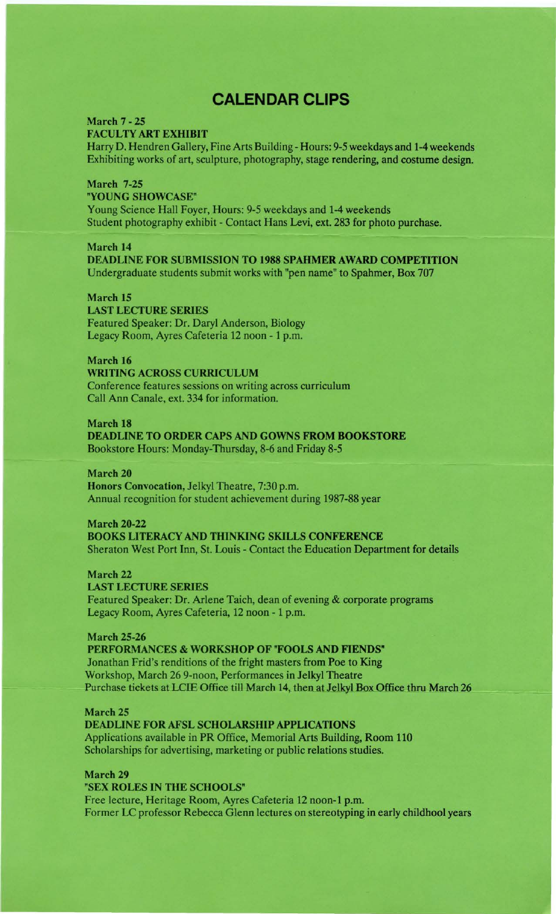# CALENDAR CLIPS

**March 7 - 25**
**FACULTY ART EXHIBIT**
Harry D. Hendren Gallery, Fine Arts Building - Hours: 9-5 weekdays and 1-4 weekends
Exhibiting works of art, sculpture, photography, stage rendering, and costume design.

**March 7-25**
**"YOUNG SHOWCASE"**
Young Science Hall Foyer, Hours: 9-5 weekdays and 1-4 weekends
Student photography exhibit - Contact Hans Levi, ext. 283 for photo purchase.

**March 14**
**DEADLINE FOR SUBMISSION TO 1988 SPAHMER AWARD COMPETITION**
Undergraduate students submit works with "pen name" to Spahmer, Box 707

**March 15**
**LAST LECTURE SERIES**
Featured Speaker: Dr. Daryl Anderson, Biology
Legacy Room, Ayres Cafeteria 12 noon - 1 p.m.

**March 16**
**WRITING ACROSS CURRICULUM**
Conference features sessions on writing across curriculum
Call Ann Canale, ext. 334 for information.

**March 18**
**DEADLINE TO ORDER CAPS AND GOWNS FROM BOOKSTORE**
Bookstore Hours: Monday-Thursday, 8-6 and Friday 8-5

**March 20**
**Honors Convocation**, Jelkyl Theatre, 7:30 p.m.
Annual recognition for student achievement during 1987-88 year

**March 20-22**
**BOOKS LITERACY AND THINKING SKILLS CONFERENCE**
Sheraton West Port Inn, St. Louis - Contact the Education Department for details

**March 22**
**LAST LECTURE SERIES**
Featured Speaker: Dr. Arlene Taich, dean of evening & corporate programs
Legacy Room, Ayres Cafeteria, 12 noon - 1 p.m.

**March 25-26**
**PERFORMANCES & WORKSHOP OF "FOOLS AND FIENDS"**
Jonathan Frid's renditions of the fright masters from Poe to King
Workshop, March 26 9-noon, Performances in Jelkyl Theatre
Purchase tickets at LCIE Office till March 14, then at Jelkyl Box Office thru March 26

**March 25**
**DEADLINE FOR AFSL SCHOLARSHIP APPLICATIONS**
Applications available in PR Office, Memorial Arts Building, Room 110
Scholarships for advertising, marketing or public relations studies.

**March 29**
**"SEX ROLES IN THE SCHOOLS"**
Free lecture, Heritage Room, Ayres Cafeteria 12 noon-1 p.m.
Former LC professor Rebecca Glenn lectures on stereotyping in early childhool years